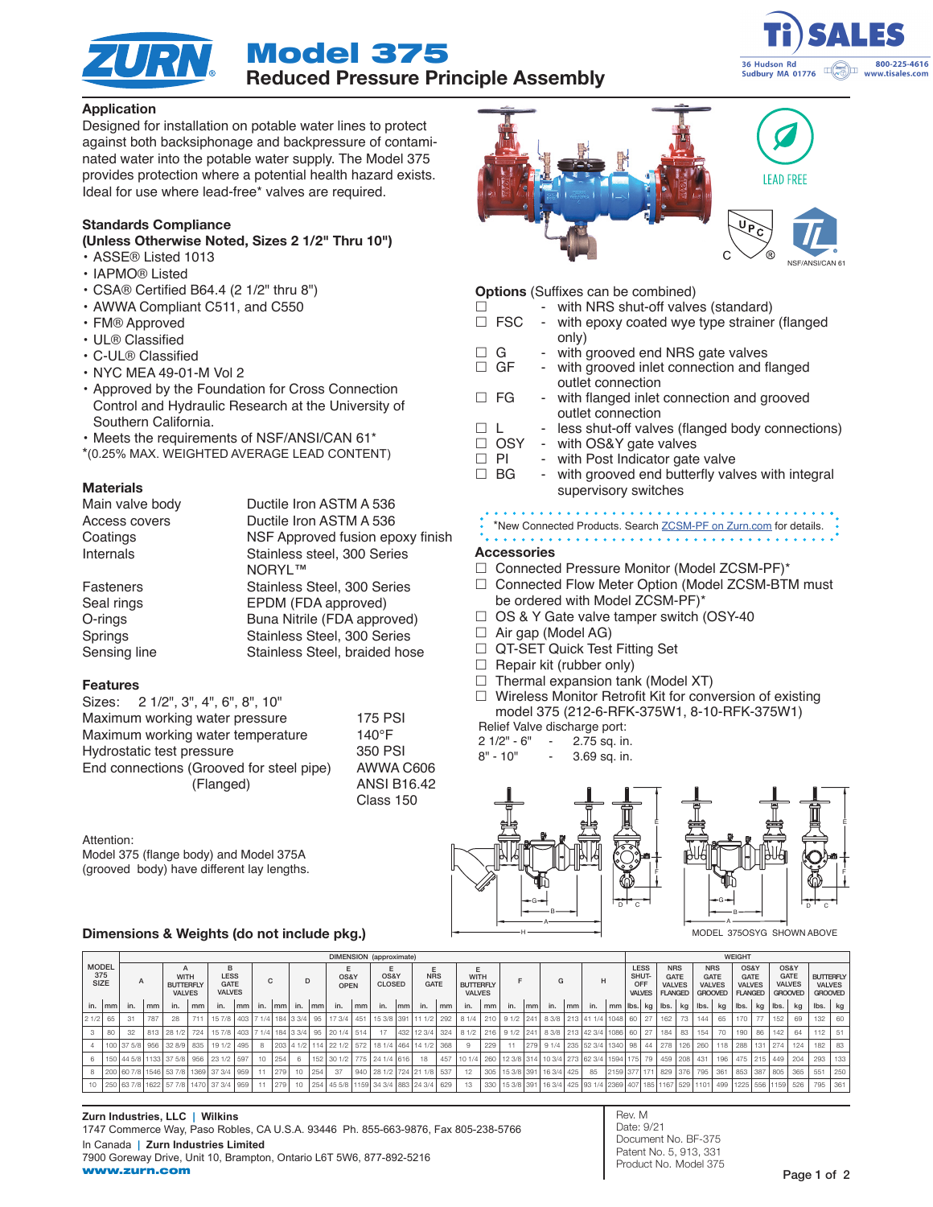# Model 375

## Reduced Pressure Principle Assembly

Ti SALES
36 Hudson Rd
Sudbury MA 01776
800-225-4616
www.tisales.com

### Application

Designed for installation on potable water lines to protect against both backsiphonage and backpressure of contaminated water into the potable water supply. The Model 375 provides protection where a potential health hazard exists. Ideal for use where lead-free* valves are required.

### Standards Compliance

**(Unless Otherwise Noted, Sizes 2 1/2" Thru 10")**

- ASSE® Listed 1013
- IAPMO® Listed
- CSA® Certified B64.4 (2 1/2" thru 8")
- AWWA Compliant C511, and C550
- FM® Approved
- UL® Classified
- C-UL® Classified
- NYC MEA 49-01-M Vol 2
- Approved by the Foundation for Cross Connection Control and Hydraulic Research at the University of Southern California.
- Meets the requirements of NSF/ANSI/CAN 61*

*(0.25% MAX. WEIGHTED AVERAGE LEAD CONTENT)

### Materials

| | |
|---|---|
| Main valve body | Ductile Iron ASTM A 536 |
| Access covers | Ductile Iron ASTM A 536 |
| Coatings | NSF Approved fusion epoxy finish |
| Internals | Stainless steel, 300 Series<br>NORYL™ |
| Fasteners | Stainless Steel, 300 Series |
| Seal rings | EPDM (FDA approved) |
| O-rings | Buna Nitrile (FDA approved) |
| Springs | Stainless Steel, 300 Series |
| Sensing line | Stainless Steel, braided hose |

### Features

Sizes: 2 1/2", 3", 4", 6", 8", 10"

| | |
|---|---|
| Maximum working water pressure | 175 PSI |
| Maximum working water temperature | 140°F |
| Hydrostatic test pressure | 350 PSI |
| End connections (Grooved for steel pipe) | AWWA C606 |
| (Flanged) | ANSI B16.42 Class 150 |

Attention:
Model 375 (flange body) and Model 375A (grooved body) have different lay lengths.

LEAD FREE

NSF/ANSI/CAN 61

### Options (Suffixes can be combined)

- ☐ - with NRS shut-off valves (standard)
- ☐ FSC - with epoxy coated wye type strainer (flanged only)
- ☐ G - with grooved end NRS gate valves
- ☐ GF - with grooved inlet connection and flanged outlet connection
- ☐ FG - with flanged inlet connection and grooved outlet connection
- ☐ L - less shut-off valves (flanged body connections)
- ☐ OSY - with OS&Y gate valves
- ☐ PI - with Post Indicator gate valve
- ☐ BG - with grooved end butterfly valves with integral supervisory switches

*New Connected Products. Search ZCSM-PF on Zurn.com for details.

### Accessories

- ☐ Connected Pressure Monitor (Model ZCSM-PF)*
- ☐ Connected Flow Meter Option (Model ZCSM-BTM must be ordered with Model ZCSM-PF)*
- ☐ OS & Y Gate valve tamper switch (OSY-40
- ☐ Air gap (Model AG)
- ☐ QT-SET Quick Test Fitting Set
- ☐ Repair kit (rubber only)
- ☐ Thermal expansion tank (Model XT)
- ☐ Wireless Monitor Retrofit Kit for conversion of existing model 375 (212-6-RFK-375W1, 8-10-RFK-375W1)

Relief Valve discharge port:
2 1/2" - 6" - 2.75 sq. in.
8" - 10" - 3.69 sq. in.

MODEL 375OSYG SHOWN ABOVE

### Dimensions & Weights (do not include pkg.)

| MODEL 375 SIZE | | A | | A WITH BUTTERFLY VALVES | | B LESS GATE VALVES | | C | | D | | E OS&Y OPEN | | E OS&Y CLOSED | | E NRS GATE | | E WITH BUTTERFLY VALVES | | F | | G | | H | | LESS SHUT-OFF VALVES | | NRS GATE VALVES FLANGED | | NRS GATE VALVES GROOVED | | OS&Y GATE VALVES FLANGED | | OS&Y GATE VALVES GROOVED | | BUTTERFLY VALVES GROOVED | |
|---|---|---|---|---|---|---|---|---|---|---|---|---|---|---|---|---|---|---|---|---|---|---|---|---|---|---|---|---|---|---|---|---|---|---|---|---|---|
| in. | mm | in. | mm | in. | mm | in. | mm | in. | mm | in. | mm | in. | mm | in. | mm | in. | mm | in. | mm | in. | mm | in. | mm | in. | mm | lbs. | kg | lbs. | kg | lbs. | kg | lbs. | kg | lbs. | kg | lbs. | kg |
| 2 1/2 | 65 | 31 | 787 | 28 | 711 | 15 7/8 | 403 | 7 1/4 | 184 | 3 3/4 | 95 | 17 3/4 | 451 | 15 3/8 | 391 | 11 1/2 | 292 | 8 1/4 | 210 | 9 1/2 | 241 | 8 3/8 | 213 | 41 1/4 | 1048 | 60 | 27 | 162 | 73 | 144 | 65 | 170 | 77 | 152 | 69 | 132 | 60 |
| 3 | 80 | 32 | 813 | 28 1/2 | 724 | 15 7/8 | 403 | 7 1/4 | 184 | 3 3/4 | 95 | 20 1/4 | 514 | 17 | 432 | 12 3/4 | 324 | 8 1/2 | 216 | 9 1/2 | 241 | 8 3/8 | 213 | 42 3/4 | 1086 | 60 | 27 | 184 | 83 | 154 | 70 | 190 | 86 | 142 | 64 | 112 | 51 |
| 4 | 100 | 37 5/8 | 956 | 32 8/9 | 835 | 19 1/2 | 495 | 8 | 203 | 4 1/2 | 114 | 22 1/2 | 572 | 18 1/4 | 464 | 14 1/2 | 368 | 9 | 229 | 11 | 279 | 9 1/4 | 235 | 52 3/4 | 1340 | 98 | 44 | 278 | 126 | 260 | 118 | 288 | 131 | 274 | 124 | 182 | 83 |
| 6 | 150 | 44 5/8 | 1133 | 37 5/8 | 956 | 23 1/2 | 597 | 10 | 254 | 6 | 152 | 30 1/2 | 775 | 24 1/4 | 616 | 18 | 457 | 10 1/4 | 260 | 12 3/8 | 314 | 10 3/4 | 273 | 62 3/4 | 1594 | 175 | 79 | 459 | 208 | 431 | 196 | 475 | 215 | 449 | 204 | 293 | 133 |
| 8 | 200 | 60 7/8 | 1546 | 53 7/8 | 1369 | 37 3/4 | 959 | 11 | 279 | 10 | 254 | 37 | 940 | 28 1/2 | 724 | 21 1/8 | 537 | 12 | 305 | 15 3/8 | 391 | 16 3/4 | 425 | 85 | 2159 | 377 | 171 | 829 | 376 | 795 | 361 | 853 | 387 | 805 | 365 | 551 | 250 |
| 10 | 250 | 63 7/8 | 1622 | 57 7/8 | 1470 | 37 3/4 | 959 | 11 | 279 | 10 | 254 | 45 5/8 | 1159 | 34 3/4 | 883 | 24 3/4 | 629 | 13 | 330 | 15 3/8 | 391 | 16 3/4 | 425 | 93 1/4 | 2369 | 407 | 185 | 1167 | 529 | 1101 | 499 | 1225 | 556 | 1159 | 526 | 795 | 361 |

DIMENSION (approximate) — columns A through H; WEIGHT — columns Less Shut-Off Valves through Butterfly Valves Grooved.

**Zurn Industries, LLC | Wilkins**
1747 Commerce Way, Paso Robles, CA U.S.A. 93446 Ph. 855-663-9876, Fax 805-238-5766
In Canada | **Zurn Industries Limited**
7900 Goreway Drive, Unit 10, Brampton, Ontario L6T 5W6, 877-892-5216
**www.zurn.com**

Rev. M
Date: 9/21
Document No. BF-375
Patent No. 5, 913, 331
Product No. Model 375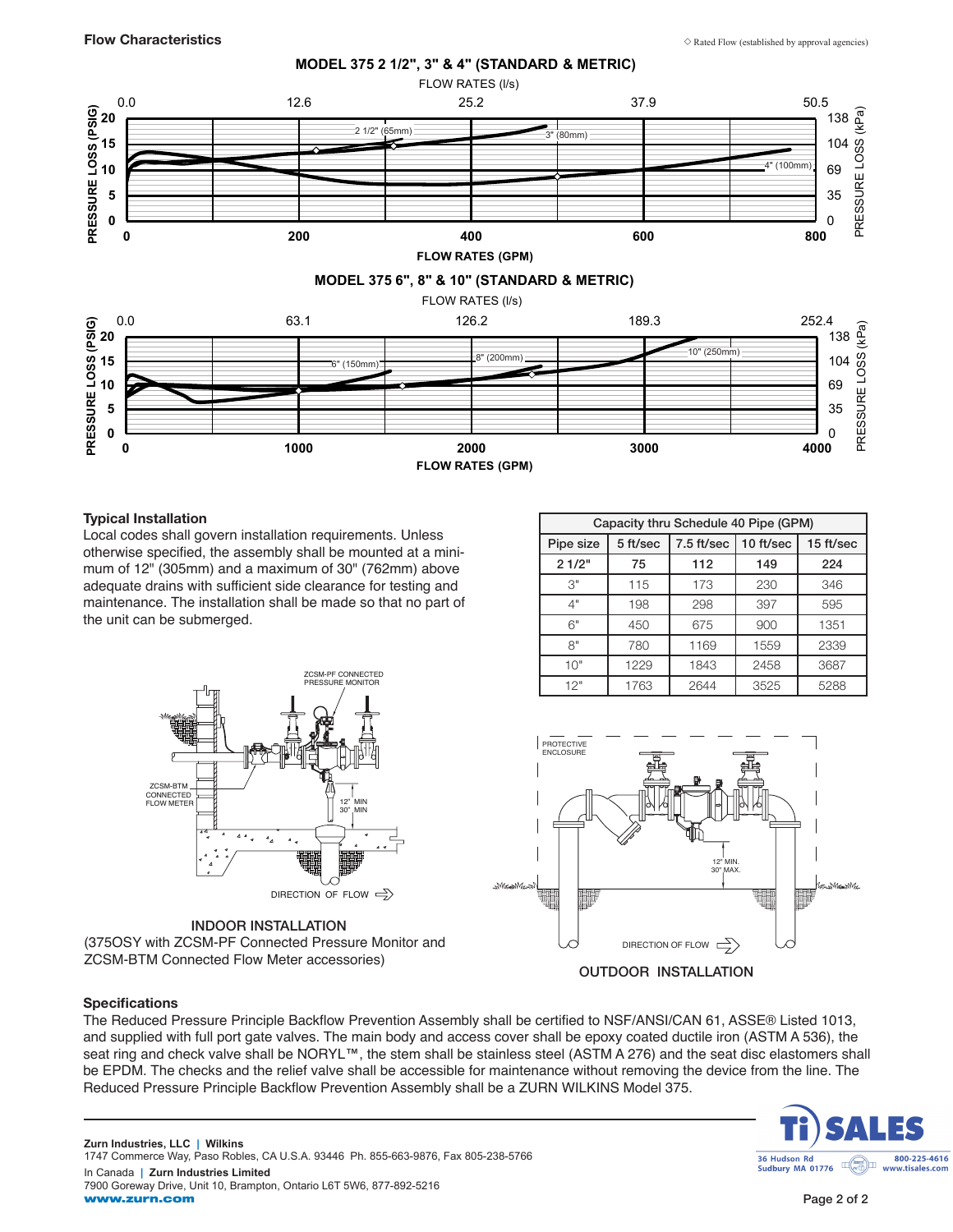## Flow Characteristics

◇ Rated Flow (established by approval agencies)

**MODEL 375 2 1/2", 3" & 4" (STANDARD & METRIC)**

FLOW RATES (l/s)

0.0 12.6 25.2 37.9 50.5

PRESSURE LOSS (PSIG): 0 5 10 15 20

PRESSURE LOSS (kPa): 0 35 69 104 138

2 1/2" (65mm)

3" (80mm)

4" (100mm)

0 200 400 600 800

**FLOW RATES (GPM)**

**MODEL 375 6", 8" & 10" (STANDARD & METRIC)**

FLOW RATES (l/s)

0.0 63.1 126.2 189.3 252.4

PRESSURE LOSS (PSIG): 0 5 10 15 20

PRESSURE LOSS (kPa): 0 35 69 104 138

6" (150mm)

8" (200mm)

10" (250mm)

0 1000 2000 3000 4000

**FLOW RATES (GPM)**

### Typical Installation

Local codes shall govern installation requirements. Unless otherwise specified, the assembly shall be mounted at a minimum of 12" (305mm) and a maximum of 30" (762mm) above adequate drains with sufficient side clearance for testing and maintenance. The installation shall be made so that no part of the unit can be submerged.

| Capacity thru Schedule 40 Pipe (GPM) | | | | |
|---|---|---|---|---|
| Pipe size | 5 ft/sec | 7.5 ft/sec | 10 ft/sec | 15 ft/sec |
| 2 1/2" | 75 | 112 | 149 | 224 |
| 3" | 115 | 173 | 230 | 346 |
| 4" | 198 | 298 | 397 | 595 |
| 6" | 450 | 675 | 900 | 1351 |
| 8" | 780 | 1169 | 1559 | 2339 |
| 10" | 1229 | 1843 | 2458 | 3687 |
| 12" | 1763 | 2644 | 3525 | 5288 |

ZCSM-PF CONNECTED PRESSURE MONITOR

ZCSM-BTM CONNECTED FLOW METER

12" MIN 30" MIN

DIRECTION OF FLOW

INDOOR INSTALLATION
(375OSY with ZCSM-PF Connected Pressure Monitor and ZCSM-BTM Connected Flow Meter accessories)

PROTECTIVE ENCLOSURE

12" MIN. 30" MAX.

DIRECTION OF FLOW

OUTDOOR INSTALLATION

### Specifications

The Reduced Pressure Principle Backflow Prevention Assembly shall be certified to NSF/ANSI/CAN 61, ASSE® Listed 1013, and supplied with full port gate valves. The main body and access cover shall be epoxy coated ductile iron (ASTM A 536), the seat ring and check valve shall be NORYL™, the stem shall be stainless steel (ASTM A 276) and the seat disc elastomers shall be EPDM. The checks and the relief valve shall be accessible for maintenance without removing the device from the line. The Reduced Pressure Principle Backflow Prevention Assembly shall be a ZURN WILKINS Model 375.

**Zurn Industries, LLC | Wilkins**
1747 Commerce Way, Paso Robles, CA U.S.A. 93446 Ph. 855-663-9876, Fax 805-238-5766
In Canada | **Zurn Industries Limited**
7900 Goreway Drive, Unit 10, Brampton, Ontario L6T 5W6, 877-892-5216
**www.zurn.com**

Ti SALES
36 Hudson Rd Sudbury MA 01776
800-225-4616 www.tisales.com